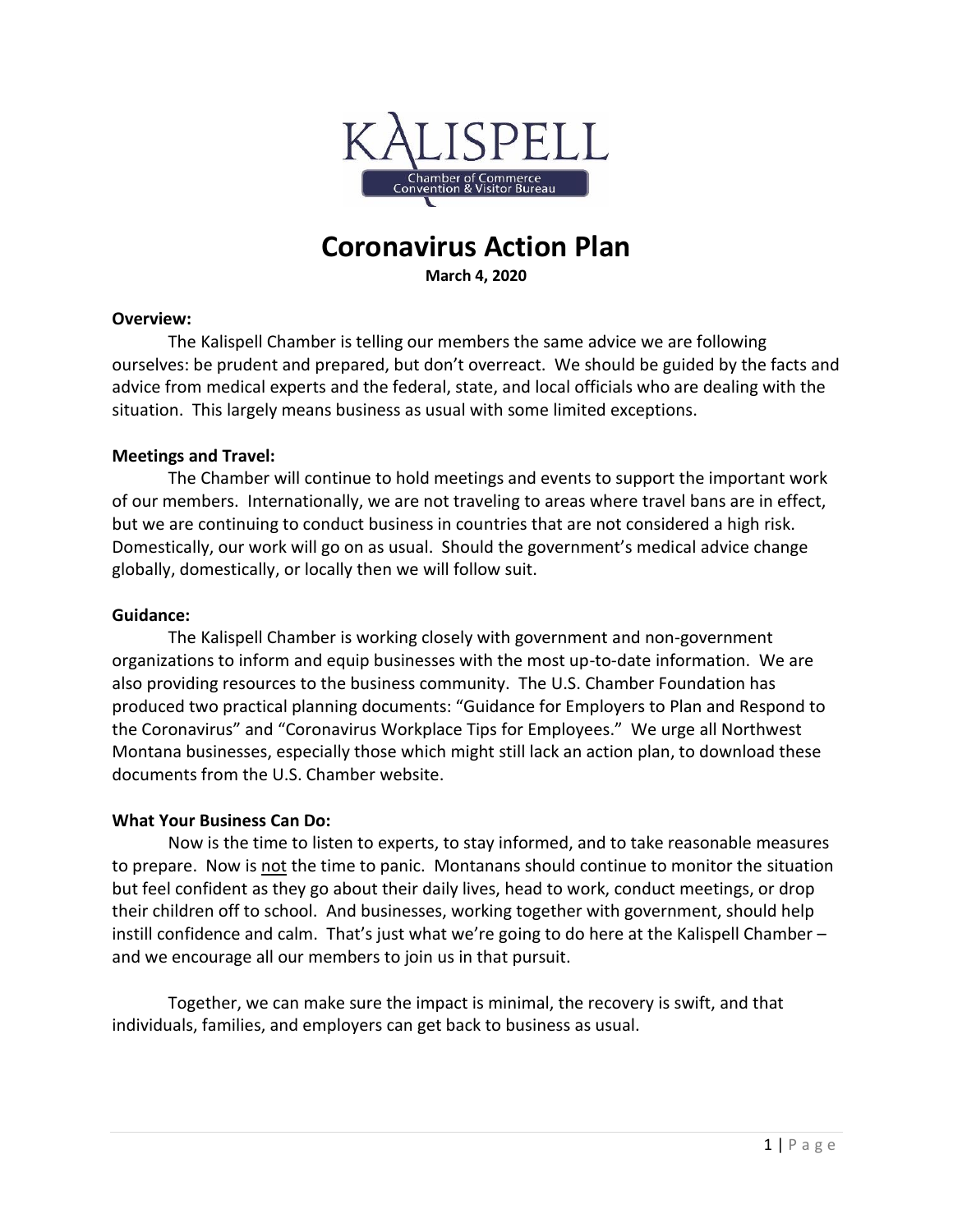# Coronavirus Action Plan

**March 4, 2020**

**Overview:**

The Kalispell Chamber is telling our members the same advice we are following ourselves: be prudent and prepared, but don't overreact. We should be guided by the facts and advice from medical experts and the federal, state, and local officials who are dealing with the situation. This largely means business as usual with some limited exceptions.

**Meetings and Travel:**

The Chamber will continue to hold meetings and events to support the important work of our members. Internationally, we are not traveling to areas where travel bans are in effect, but we are continuing to conduct business in countries that are not considered a high risk. Domestically, our work will go on as usual. Should the government's medical advice change globally, domestically, or locally then we will follow suit.

**Guidance:**

The Kalispell Chamber is working closely with government and non-government organizations to inform and equip businesses with the most up-to-date information. We are also providing resources to the business community. The U.S. Chamber Foundation has produced two practical planning documents: "Guidance for Employers to Plan and Respond to the Coronavirus" and "Coronavirus Workplace Tips for Employees." We urge all Northwest Montana businesses, especially those which might still lack an action plan, to download these documents from the U.S. Chamber website.

**What Your Business Can Do:**

Now is the time to listen to experts, to stay informed, and to take reasonable measures to prepare. Now is <u>not</u> the time to panic. Montanans should continue to monitor the situation but feel confident as they go about their daily lives, head to work, conduct meetings, or drop their children off to school. And businesses, working together with government, should help instill confidence and calm. That's just what we're going to do here at the Kalispell Chamber – and we encourage all our members to join us in that pursuit.

Together, we can make sure the impact is minimal, the recovery is swift, and that individuals, families, and employers can get back to business as usual.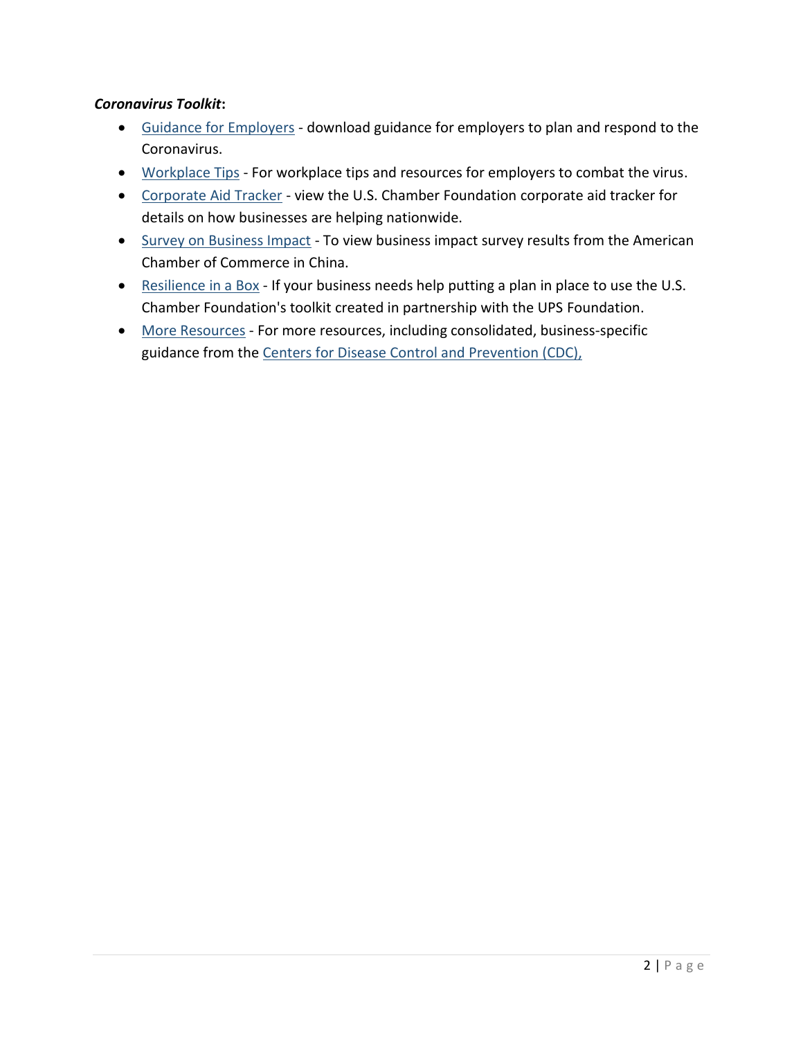***Coronavirus Toolkit*:**

- Guidance for Employers - download guidance for employers to plan and respond to the Coronavirus.
- Workplace Tips - For workplace tips and resources for employers to combat the virus.
- Corporate Aid Tracker - view the U.S. Chamber Foundation corporate aid tracker for details on how businesses are helping nationwide.
- Survey on Business Impact - To view business impact survey results from the American Chamber of Commerce in China.
- Resilience in a Box - If your business needs help putting a plan in place to use the U.S. Chamber Foundation's toolkit created in partnership with the UPS Foundation.
- More Resources - For more resources, including consolidated, business-specific guidance from the Centers for Disease Control and Prevention (CDC),